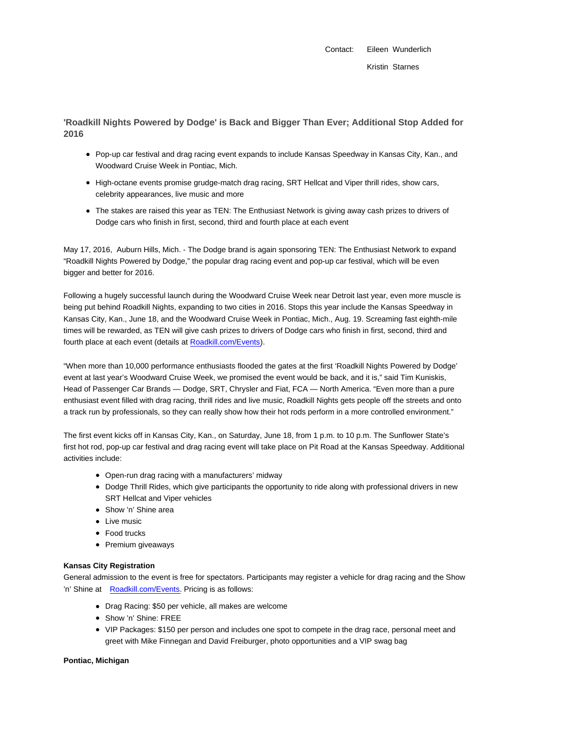Contact: Eileen Wunderlich

Kristin Starnes

## 'Roadkill Nights Powered by Dodge' is Back and Bigger Than Ever; Additional Stop Added for 2016

- Pop-up car festival and drag racing event expands to include Kansas Speedway in Kansas City, Kan., and Woodward Cruise Week in Pontiac, Mich.
- High-octane events promise grudge-match drag racing, SRT Hellcat and Viper thrill rides, show cars, celebrity appearances, live music and more
- The stakes are raised this year as TEN: The Enthusiast Network is giving away cash prizes to drivers of Dodge cars who finish in first, second, third and fourth place at each event

May 17, 2016, Auburn Hills, Mich. - The Dodge brand is again sponsoring TEN: The Enthusiast Network to expand "Roadkill Nights Powered by Dodge," the popular drag racing event and pop-up car festival, which will be even bigger and better for 2016.

Following a hugely successful launch during the Woodward Cruise Week near Detroit last year, even more muscle is being put behind Roadkill Nights, expanding to two cities in 2016. Stops this year include the Kansas Speedway in Kansas City, Kan., June 18, and the Woodward Cruise Week in Pontiac, Mich., Aug. 19. Screaming fast eighth-mile times will be rewarded, as TEN will give cash prizes to drivers of Dodge cars who finish in first, second, third and fourth place at each event (details at Roadkill.com/Events).

"When more than 10,000 performance enthusiasts flooded the gates at the first 'Roadkill Nights Powered by Dodge' event at last year's Woodward Cruise Week, we promised the event would be back, and it is," said Tim Kuniskis, Head of Passenger Car Brands — Dodge, SRT, Chrysler and Fiat, FCA — North America. "Even more than a pure enthusiast event filled with drag racing, thrill rides and live music, Roadkill Nights gets people off the streets and onto a track run by professionals, so they can really show how their hot rods perform in a more controlled environment."

The first event kicks off in Kansas City, Kan., on Saturday, June 18, from 1 p.m. to 10 p.m. The Sunflower State's first hot rod, pop-up car festival and drag racing event will take place on Pit Road at the Kansas Speedway. Additional activities include:

- Open-run drag racing with a manufacturers' midway
- Dodge Thrill Rides, which give participants the opportunity to ride along with professional drivers in new SRT Hellcat and Viper vehicles
- Show 'n' Shine area
- Live music
- Food trucks
- Premium giveaways

**Kansas City Registration**

General admission to the event is free for spectators. Participants may register a vehicle for drag racing and the Show 'n' Shine at Roadkill.com/Events. Pricing is as follows:

- Drag Racing: $50 per vehicle, all makes are welcome
- Show 'n' Shine: FREE
- VIP Packages: $150 per person and includes one spot to compete in the drag race, personal meet and greet with Mike Finnegan and David Freiburger, photo opportunities and a VIP swag bag

**Pontiac, Michigan**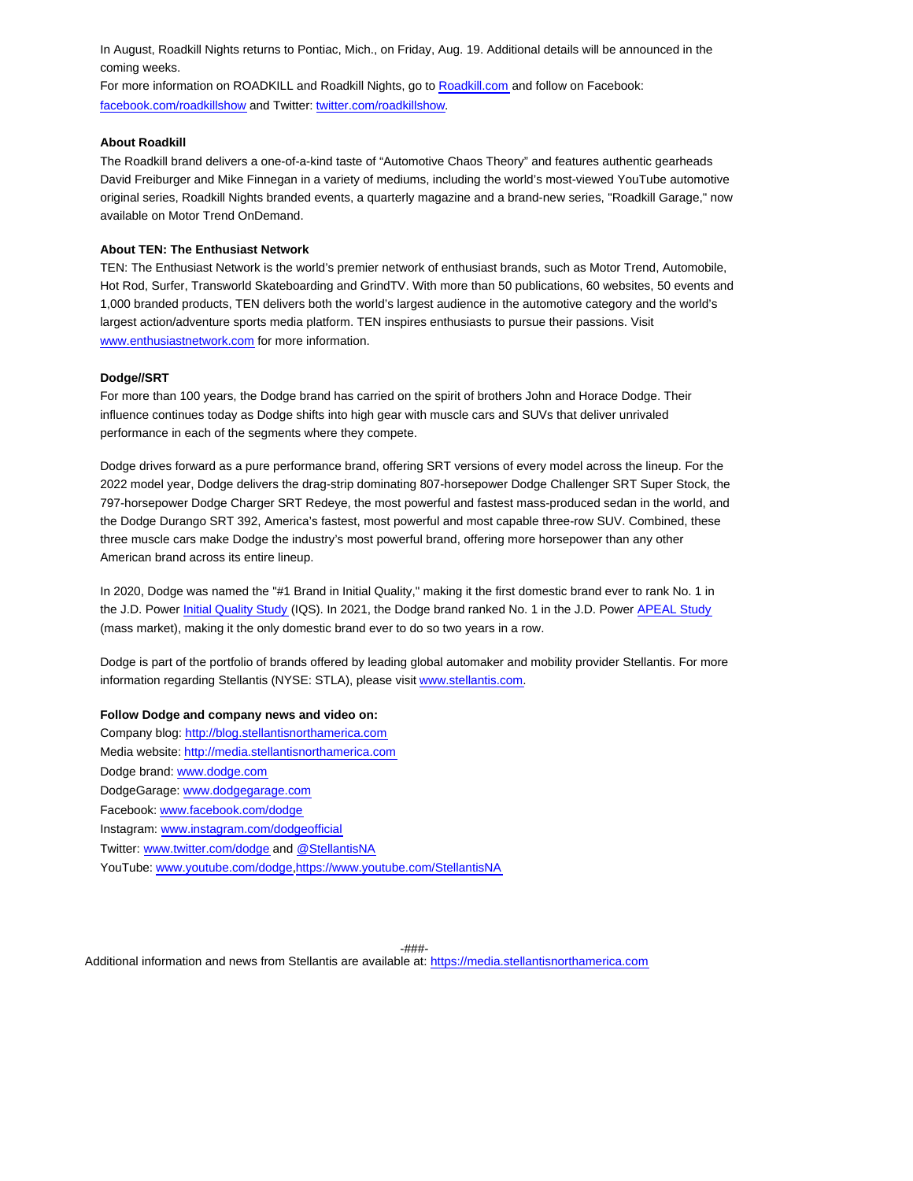In August, Roadkill Nights returns to Pontiac, Mich., on Friday, Aug. 19. Additional details will be announced in the coming weeks.

For more information on ROADKILL and Roadkill Nights, go to Roadkill.com and follow on Facebook: facebook.com/roadkillshow and Twitter: twitter.com/roadkillshow.

**About Roadkill**

The Roadkill brand delivers a one-of-a-kind taste of "Automotive Chaos Theory" and features authentic gearheads David Freiburger and Mike Finnegan in a variety of mediums, including the world's most-viewed YouTube automotive original series, Roadkill Nights branded events, a quarterly magazine and a brand-new series, "Roadkill Garage," now available on Motor Trend OnDemand.

**About TEN: The Enthusiast Network**

TEN: The Enthusiast Network is the world's premier network of enthusiast brands, such as Motor Trend, Automobile, Hot Rod, Surfer, Transworld Skateboarding and GrindTV. With more than 50 publications, 60 websites, 50 events and 1,000 branded products, TEN delivers both the world's largest audience in the automotive category and the world's largest action/adventure sports media platform. TEN inspires enthusiasts to pursue their passions. Visit www.enthusiastnetwork.com for more information.

**Dodge//SRT**

For more than 100 years, the Dodge brand has carried on the spirit of brothers John and Horace Dodge. Their influence continues today as Dodge shifts into high gear with muscle cars and SUVs that deliver unrivaled performance in each of the segments where they compete.

Dodge drives forward as a pure performance brand, offering SRT versions of every model across the lineup. For the 2022 model year, Dodge delivers the drag-strip dominating 807-horsepower Dodge Challenger SRT Super Stock, the 797-horsepower Dodge Charger SRT Redeye, the most powerful and fastest mass-produced sedan in the world, and the Dodge Durango SRT 392, America's fastest, most powerful and most capable three-row SUV. Combined, these three muscle cars make Dodge the industry's most powerful brand, offering more horsepower than any other American brand across its entire lineup.

In 2020, Dodge was named the "#1 Brand in Initial Quality," making it the first domestic brand ever to rank No. 1 in the J.D. Power Initial Quality Study (IQS). In 2021, the Dodge brand ranked No. 1 in the J.D. Power APEAL Study (mass market), making it the only domestic brand ever to do so two years in a row.

Dodge is part of the portfolio of brands offered by leading global automaker and mobility provider Stellantis. For more information regarding Stellantis (NYSE: STLA), please visit www.stellantis.com.

**Follow Dodge and company news and video on:**

Company blog: http://blog.stellantisnorthamerica.com
Media website: http://media.stellantisnorthamerica.com
Dodge brand: www.dodge.com
DodgeGarage: www.dodgegarage.com
Facebook: www.facebook.com/dodge
Instagram: www.instagram.com/dodgeofficial
Twitter: www.twitter.com/dodge and @StellantisNA
YouTube: www.youtube.com/dodge,https://www.youtube.com/StellantisNA

-###-

Additional information and news from Stellantis are available at: https://media.stellantisnorthamerica.com